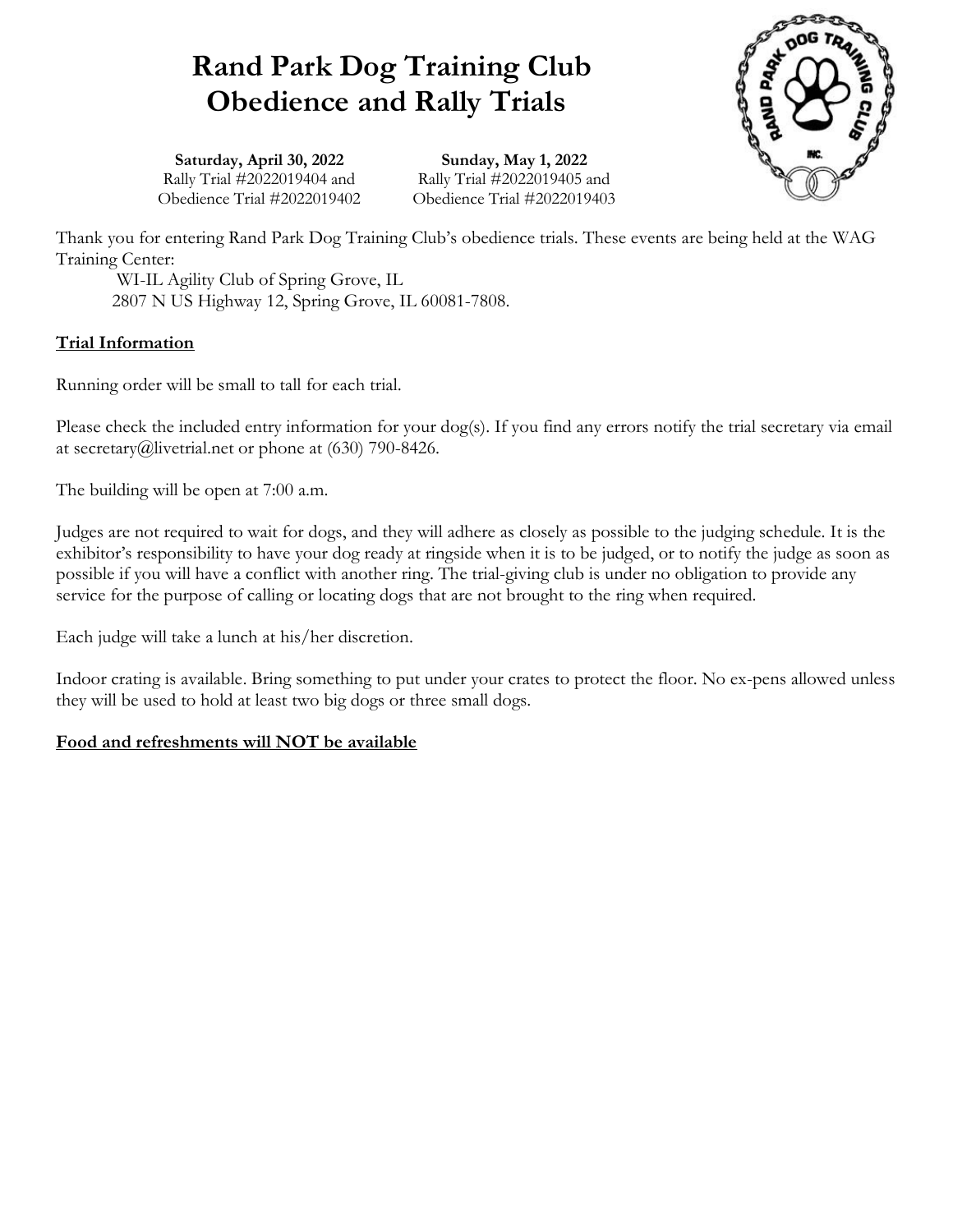# Rand Park Dog Training Club Obedience and Rally Trials

**Saturday, April 30, 2022**
Rally Trial #2022019404 and
Obedience Trial #2022019402

**Sunday, May 1, 2022**
Rally Trial #2022019405 and
Obedience Trial #2022019403

Thank you for entering Rand Park Dog Training Club's obedience trials. These events are being held at the WAG Training Center:

WI-IL Agility Club of Spring Grove, IL
2807 N US Highway 12, Spring Grove, IL 60081-7808.

## Trial Information

Running order will be small to tall for each trial.

Please check the included entry information for your dog(s). If you find any errors notify the trial secretary via email at secretary@livetrial.net or phone at (630) 790-8426.

The building will be open at 7:00 a.m.

Judges are not required to wait for dogs, and they will adhere as closely as possible to the judging schedule. It is the exhibitor's responsibility to have your dog ready at ringside when it is to be judged, or to notify the judge as soon as possible if you will have a conflict with another ring. The trial-giving club is under no obligation to provide any service for the purpose of calling or locating dogs that are not brought to the ring when required.

Each judge will take a lunch at his/her discretion.

Indoor crating is available. Bring something to put under your crates to protect the floor. No ex-pens allowed unless they will be used to hold at least two big dogs or three small dogs.

**Food and refreshments will NOT be available**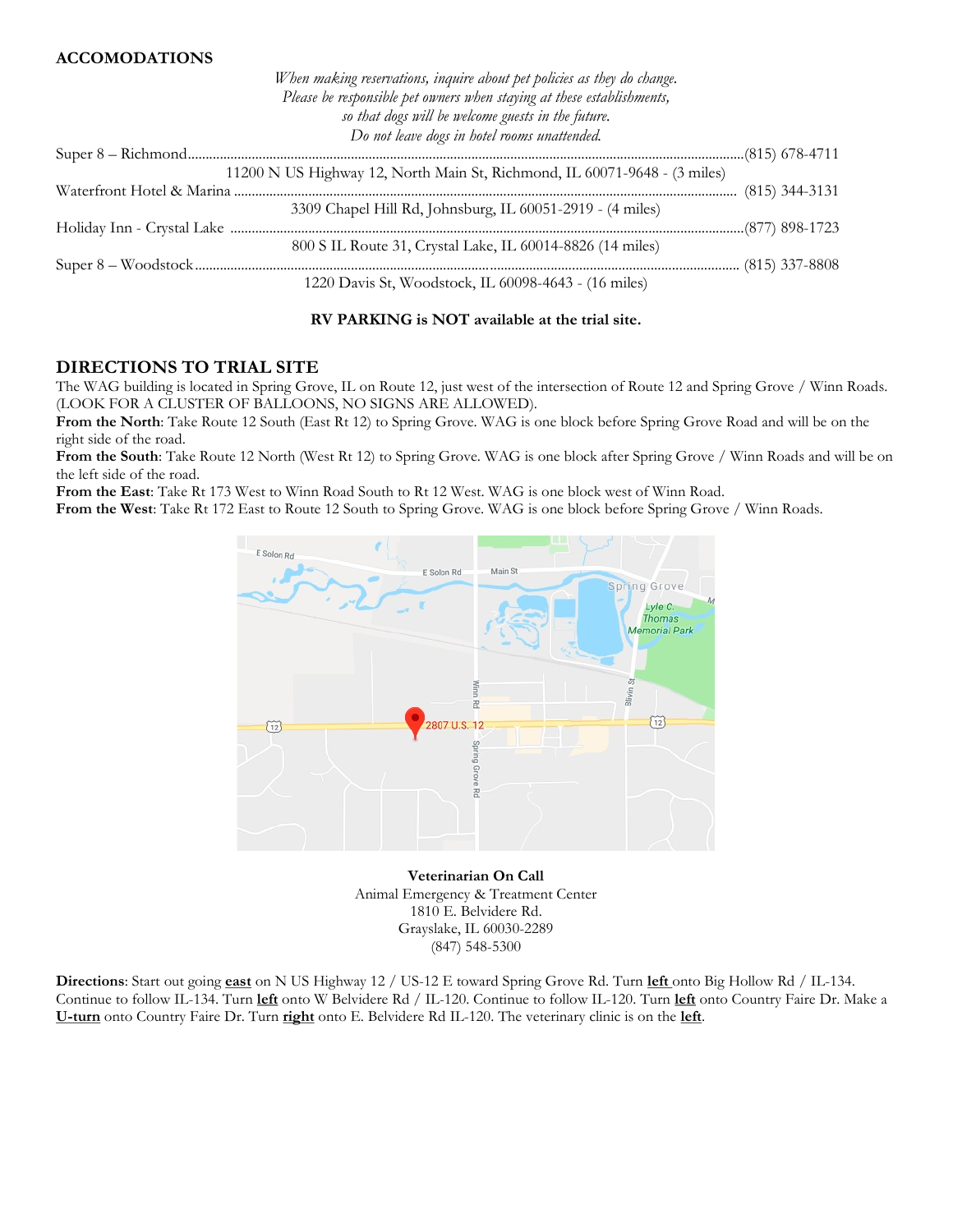## ACCOMODATIONS

*When making reservations, inquire about pet policies as they do change.*
*Please be responsible pet owners when staying at these establishments,*
*so that dogs will be welcome guests in the future.*
*Do not leave dogs in hotel rooms unattended.*

Super 8 – Richmond........................................................(815) 678-4711
11200 N US Highway 12, North Main St, Richmond, IL 60071-9648 - (3 miles)

Waterfront Hotel & Marina ........................................................(815) 344-3131
3309 Chapel Hill Rd, Johnsburg, IL 60051-2919 - (4 miles)

Holiday Inn - Crystal Lake ........................................................(877) 898-1723
800 S IL Route 31, Crystal Lake, IL 60014-8826 (14 miles)

Super 8 – Woodstock........................................................(815) 337-8808
1220 Davis St, Woodstock, IL 60098-4643 - (16 miles)

**RV PARKING is NOT available at the trial site.**

## DIRECTIONS TO TRIAL SITE

The WAG building is located in Spring Grove, IL on Route 12, just west of the intersection of Route 12 and Spring Grove / Winn Roads. (LOOK FOR A CLUSTER OF BALLOONS, NO SIGNS ARE ALLOWED).

**From the North**: Take Route 12 South (East Rt 12) to Spring Grove. WAG is one block before Spring Grove Road and will be on the right side of the road.

**From the South**: Take Route 12 North (West Rt 12) to Spring Grove. WAG is one block after Spring Grove / Winn Roads and will be on the left side of the road.

**From the East**: Take Rt 173 West to Winn Road South to Rt 12 West. WAG is one block west of Winn Road.

**From the West**: Take Rt 172 East to Route 12 South to Spring Grove. WAG is one block before Spring Grove / Winn Roads.

**Veterinarian On Call**
Animal Emergency & Treatment Center
1810 E. Belvidere Rd.
Grayslake, IL 60030-2289
(847) 548-5300

**Directions**: Start out going **east** on N US Highway 12 / US-12 E toward Spring Grove Rd. Turn **left** onto Big Hollow Rd / IL-134. Continue to follow IL-134. Turn **left** onto W Belvidere Rd / IL-120. Continue to follow IL-120. Turn **left** onto Country Faire Dr. Make a **U-turn** onto Country Faire Dr. Turn **right** onto E. Belvidere Rd IL-120. The veterinary clinic is on the **left**.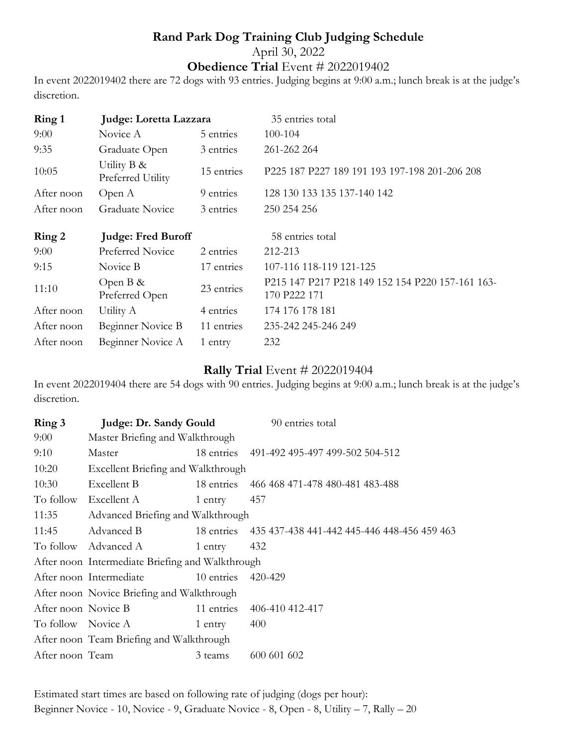# Rand Park Dog Training Club Judging Schedule

April 30, 2022

## **Obedience Trial** Event # 2022019402

In event 2022019402 there are 72 dogs with 93 entries. Judging begins at 9:00 a.m.; lunch break is at the judge's discretion.

| **Ring 1** | **Judge: Loretta Lazzara** | | 35 entries total |
|---|---|---|---|
| 9:00 | Novice A | 5 entries | 100-104 |
| 9:35 | Graduate Open | 3 entries | 261-262 264 |
| 10:05 | Utility B & Preferred Utility | 15 entries | P225 187 P227 189 191 193 197-198 201-206 208 |
| After noon | Open A | 9 entries | 128 130 133 135 137-140 142 |
| After noon | Graduate Novice | 3 entries | 250 254 256 |

| **Ring 2** | **Judge: Fred Buroff** | | 58 entries total |
|---|---|---|---|
| 9:00 | Preferred Novice | 2 entries | 212-213 |
| 9:15 | Novice B | 17 entries | 107-116 118-119 121-125 |
| 11:10 | Open B & Preferred Open | 23 entries | P215 147 P217 P218 149 152 154 P220 157-161 163-170 P222 171 |
| After noon | Utility A | 4 entries | 174 176 178 181 |
| After noon | Beginner Novice B | 11 entries | 235-242 245-246 249 |
| After noon | Beginner Novice A | 1 entry | 232 |

## **Rally Trial** Event # 2022019404

In event 2022019404 there are 54 dogs with 90 entries. Judging begins at 9:00 a.m.; lunch break is at the judge's discretion.

| **Ring 3** | **Judge: Dr. Sandy Gould** | | 90 entries total |
|---|---|---|---|
| 9:00 | Master Briefing and Walkthrough | | |
| 9:10 | Master | 18 entries | 491-492 495-497 499-502 504-512 |
| 10:20 | Excellent Briefing and Walkthrough | | |
| 10:30 | Excellent B | 18 entries | 466 468 471-478 480-481 483-488 |
| To follow | Excellent A | 1 entry | 457 |
| 11:35 | Advanced Briefing and Walkthrough | | |
| 11:45 | Advanced B | 18 entries | 435 437-438 441-442 445-446 448-456 459 463 |
| To follow | Advanced A | 1 entry | 432 |
| After noon | Intermediate Briefing and Walkthrough | | |
| After noon | Intermediate | 10 entries | 420-429 |
| After noon | Novice Briefing and Walkthrough | | |
| After noon | Novice B | 11 entries | 406-410 412-417 |
| To follow | Novice A | 1 entry | 400 |
| After noon | Team Briefing and Walkthrough | | |
| After noon | Team | 3 teams | 600 601 602 |

Estimated start times are based on following rate of judging (dogs per hour):
Beginner Novice - 10, Novice - 9, Graduate Novice - 8, Open - 8, Utility – 7, Rally – 20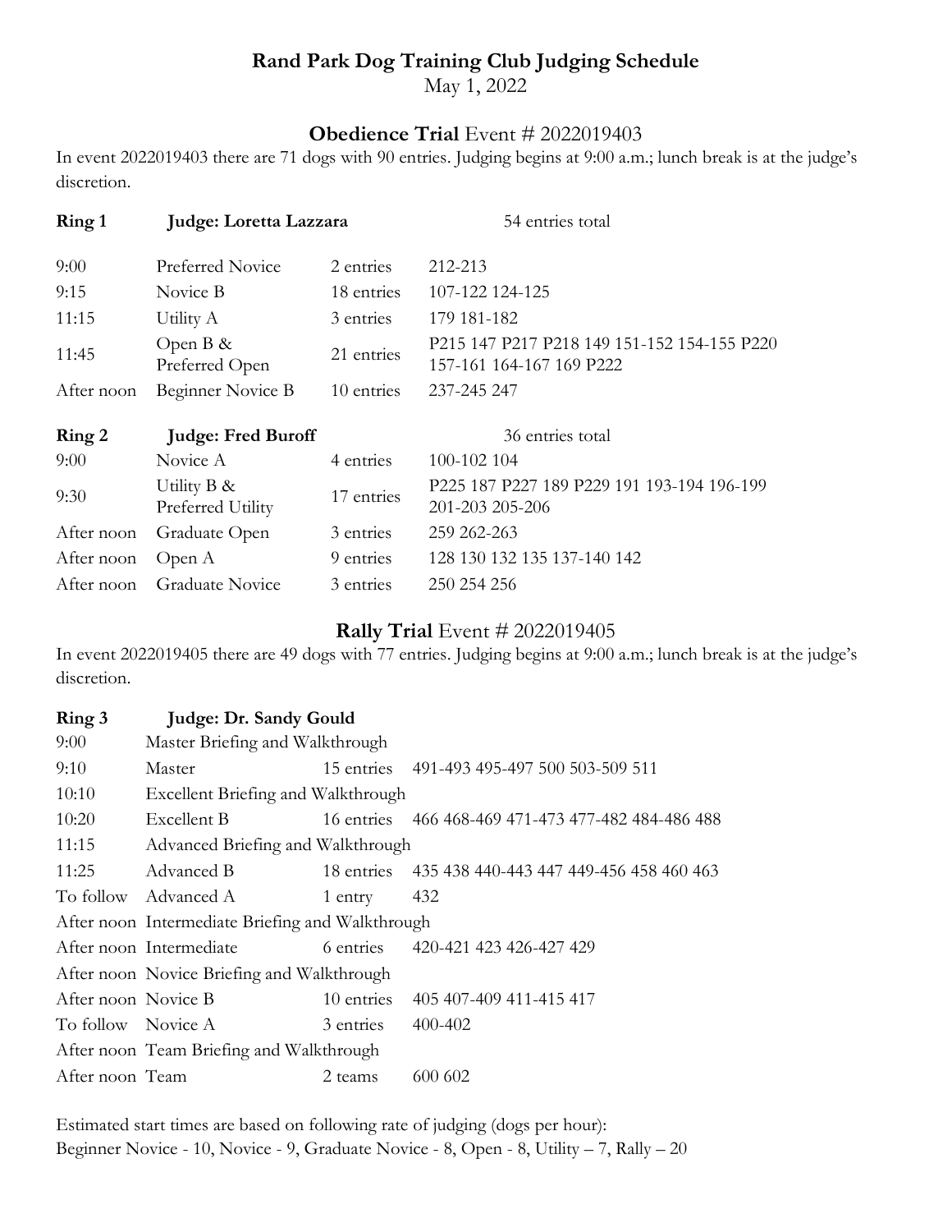# Rand Park Dog Training Club Judging Schedule

May 1, 2022

## **Obedience Trial** Event # 2022019403

In event 2022019403 there are 71 dogs with 90 entries. Judging begins at 9:00 a.m.; lunch break is at the judge's discretion.

| **Ring 1** | **Judge: Loretta Lazzara** | | 54 entries total |
|---|---|---|---|
| 9:00 | Preferred Novice | 2 entries | 212-213 |
| 9:15 | Novice B | 18 entries | 107-122 124-125 |
| 11:15 | Utility A | 3 entries | 179 181-182 |
| 11:45 | Open B & Preferred Open | 21 entries | P215 147 P217 P218 149 151-152 154-155 P220 157-161 164-167 169 P222 |
| After noon | Beginner Novice B | 10 entries | 237-245 247 |

| **Ring 2** | **Judge: Fred Buroff** | | 36 entries total |
|---|---|---|---|
| 9:00 | Novice A | 4 entries | 100-102 104 |
| 9:30 | Utility B & Preferred Utility | 17 entries | P225 187 P227 189 P229 191 193-194 196-199 201-203 205-206 |
| After noon | Graduate Open | 3 entries | 259 262-263 |
| After noon | Open A | 9 entries | 128 130 132 135 137-140 142 |
| After noon | Graduate Novice | 3 entries | 250 254 256 |

## **Rally Trial** Event # 2022019405

In event 2022019405 there are 49 dogs with 77 entries. Judging begins at 9:00 a.m.; lunch break is at the judge's discretion.

| **Ring 3** | **Judge: Dr. Sandy Gould** | | |
|---|---|---|---|
| 9:00 | Master Briefing and Walkthrough | | |
| 9:10 | Master | 15 entries | 491-493 495-497 500 503-509 511 |
| 10:10 | Excellent Briefing and Walkthrough | | |
| 10:20 | Excellent B | 16 entries | 466 468-469 471-473 477-482 484-486 488 |
| 11:15 | Advanced Briefing and Walkthrough | | |
| 11:25 | Advanced B | 18 entries | 435 438 440-443 447 449-456 458 460 463 |
| To follow | Advanced A | 1 entry | 432 |
| After noon | Intermediate Briefing and Walkthrough | | |
| After noon | Intermediate | 6 entries | 420-421 423 426-427 429 |
| After noon | Novice Briefing and Walkthrough | | |
| After noon | Novice B | 10 entries | 405 407-409 411-415 417 |
| To follow | Novice A | 3 entries | 400-402 |
| After noon | Team Briefing and Walkthrough | | |
| After noon | Team | 2 teams | 600 602 |

Estimated start times are based on following rate of judging (dogs per hour):
Beginner Novice - 10, Novice - 9, Graduate Novice - 8, Open - 8, Utility – 7, Rally – 20